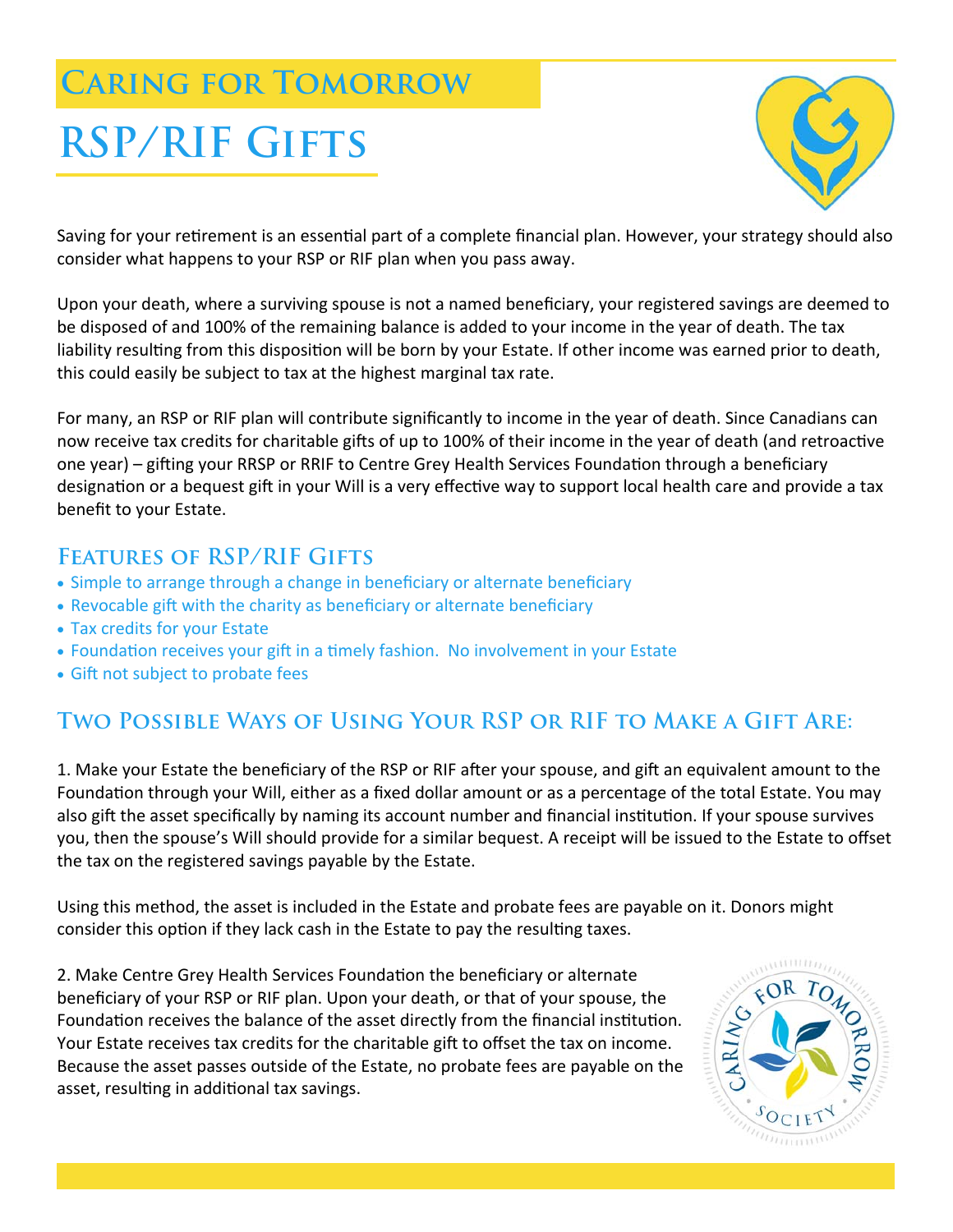## Caring for Tomorrow

# RSP/RIF Gifts

Saving for your retirement is an essential part of a complete financial plan. However, your strategy should also consider what happens to your RSP or RIF plan when you pass away.

Upon your death, where a surviving spouse is not a named beneficiary, your registered savings are deemed to be disposed of and 100% of the remaining balance is added to your income in the year of death. The tax liability resulting from this disposition will be born by your Estate. If other income was earned prior to death, this could easily be subject to tax at the highest marginal tax rate.

For many, an RSP or RIF plan will contribute significantly to income in the year of death. Since Canadians can now receive tax credits for charitable gifts of up to 100% of their income in the year of death (and retroactive one year) – gifting your RRSP or RRIF to Centre Grey Health Services Foundation through a beneficiary designation or a bequest gift in your Will is a very effective way to support local health care and provide a tax benefit to your Estate.

## Features of RSP/RIF Gifts

- Simple to arrange through a change in beneficiary or alternate beneficiary
- Revocable gift with the charity as beneficiary or alternate beneficiary
- Tax credits for your Estate
- Foundation receives your gift in a timely fashion. No involvement in your Estate
- Gift not subject to probate fees

## Two Possible Ways of Using Your RSP or RIF to Make a Gift Are:

1. Make your Estate the beneficiary of the RSP or RIF after your spouse, and gift an equivalent amount to the Foundation through your Will, either as a fixed dollar amount or as a percentage of the total Estate. You may also gift the asset specifically by naming its account number and financial institution. If your spouse survives you, then the spouse's Will should provide for a similar bequest. A receipt will be issued to the Estate to offset the tax on the registered savings payable by the Estate.

Using this method, the asset is included in the Estate and probate fees are payable on it. Donors might consider this option if they lack cash in the Estate to pay the resulting taxes.

2. Make Centre Grey Health Services Foundation the beneficiary or alternate beneficiary of your RSP or RIF plan. Upon your death, or that of your spouse, the Foundation receives the balance of the asset directly from the financial institution. Your Estate receives tax credits for the charitable gift to offset the tax on income. Because the asset passes outside of the Estate, no probate fees are payable on the asset, resulting in additional tax savings.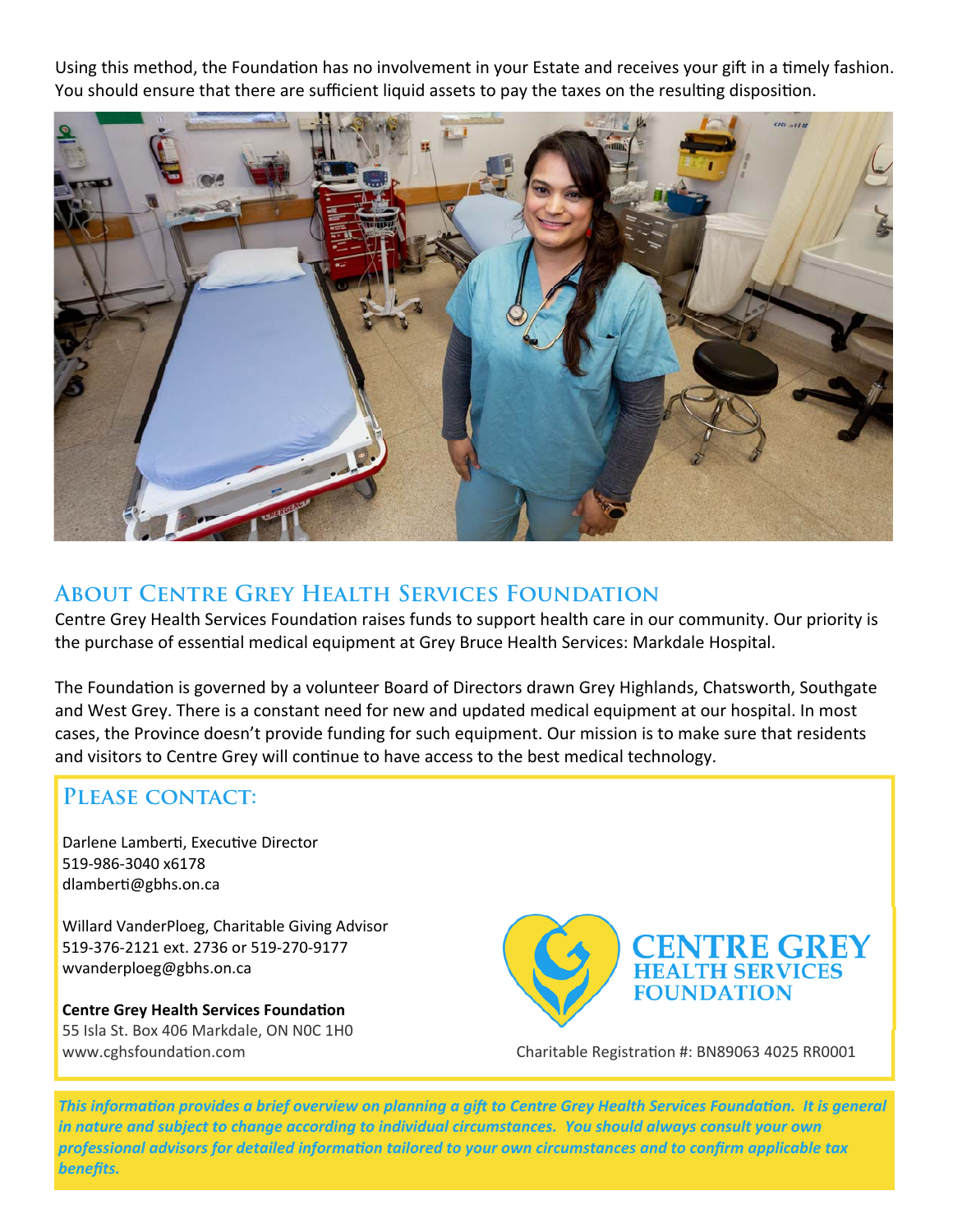Using this method, the Foundation has no involvement in your Estate and receives your gift in a timely fashion. You should ensure that there are sufficient liquid assets to pay the taxes on the resulting disposition.

## About Centre Grey Health Services Foundation

Centre Grey Health Services Foundation raises funds to support health care in our community. Our priority is the purchase of essential medical equipment at Grey Bruce Health Services: Markdale Hospital.

The Foundation is governed by a volunteer Board of Directors drawn Grey Highlands, Chatsworth, Southgate and West Grey. There is a constant need for new and updated medical equipment at our hospital. In most cases, the Province doesn't provide funding for such equipment. Our mission is to make sure that residents and visitors to Centre Grey will continue to have access to the best medical technology.

## Please contact:

Darlene Lamberti, Executive Director
519-986-3040 x6178
dlamberti@gbhs.on.ca

Willard VanderPloeg, Charitable Giving Advisor
519-376-2121 ext. 2736 or 519-270-9177
wvanderploeg@gbhs.on.ca

**Centre Grey Health Services Foundation**
55 Isla St. Box 406 Markdale, ON N0C 1H0
www.cghsfoundation.com

CENTRE GREY HEALTH SERVICES FOUNDATION

Charitable Registration #: BN89063 4025 RR0001

***This information provides a brief overview on planning a gift to Centre Grey Health Services Foundation. It is general in nature and subject to change according to individual circumstances. You should always consult your own professional advisors for detailed information tailored to your own circumstances and to confirm applicable tax benefits.***